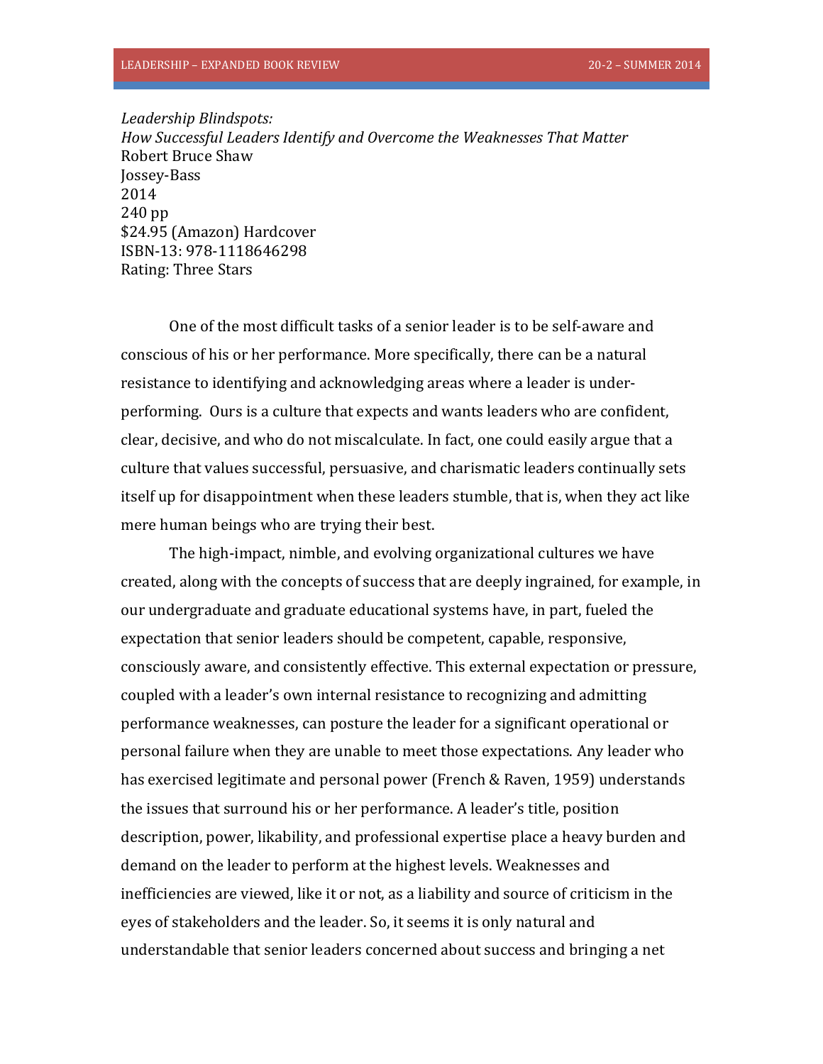*Leadership Blindspots:*
*How Successful Leaders Identify and Overcome the Weaknesses That Matter*
Robert Bruce Shaw
Jossey-Bass
2014
240 pp
$24.95 (Amazon) Hardcover
ISBN-13: 978-1118646298
Rating: Three Stars

One of the most difficult tasks of a senior leader is to be self-aware and conscious of his or her performance. More specifically, there can be a natural resistance to identifying and acknowledging areas where a leader is under-performing. Ours is a culture that expects and wants leaders who are confident, clear, decisive, and who do not miscalculate. In fact, one could easily argue that a culture that values successful, persuasive, and charismatic leaders continually sets itself up for disappointment when these leaders stumble, that is, when they act like mere human beings who are trying their best.

The high-impact, nimble, and evolving organizational cultures we have created, along with the concepts of success that are deeply ingrained, for example, in our undergraduate and graduate educational systems have, in part, fueled the expectation that senior leaders should be competent, capable, responsive, consciously aware, and consistently effective. This external expectation or pressure, coupled with a leader's own internal resistance to recognizing and admitting performance weaknesses, can posture the leader for a significant operational or personal failure when they are unable to meet those expectations. Any leader who has exercised legitimate and personal power (French & Raven, 1959) understands the issues that surround his or her performance. A leader's title, position description, power, likability, and professional expertise place a heavy burden and demand on the leader to perform at the highest levels. Weaknesses and inefficiencies are viewed, like it or not, as a liability and source of criticism in the eyes of stakeholders and the leader. So, it seems it is only natural and understandable that senior leaders concerned about success and bringing a net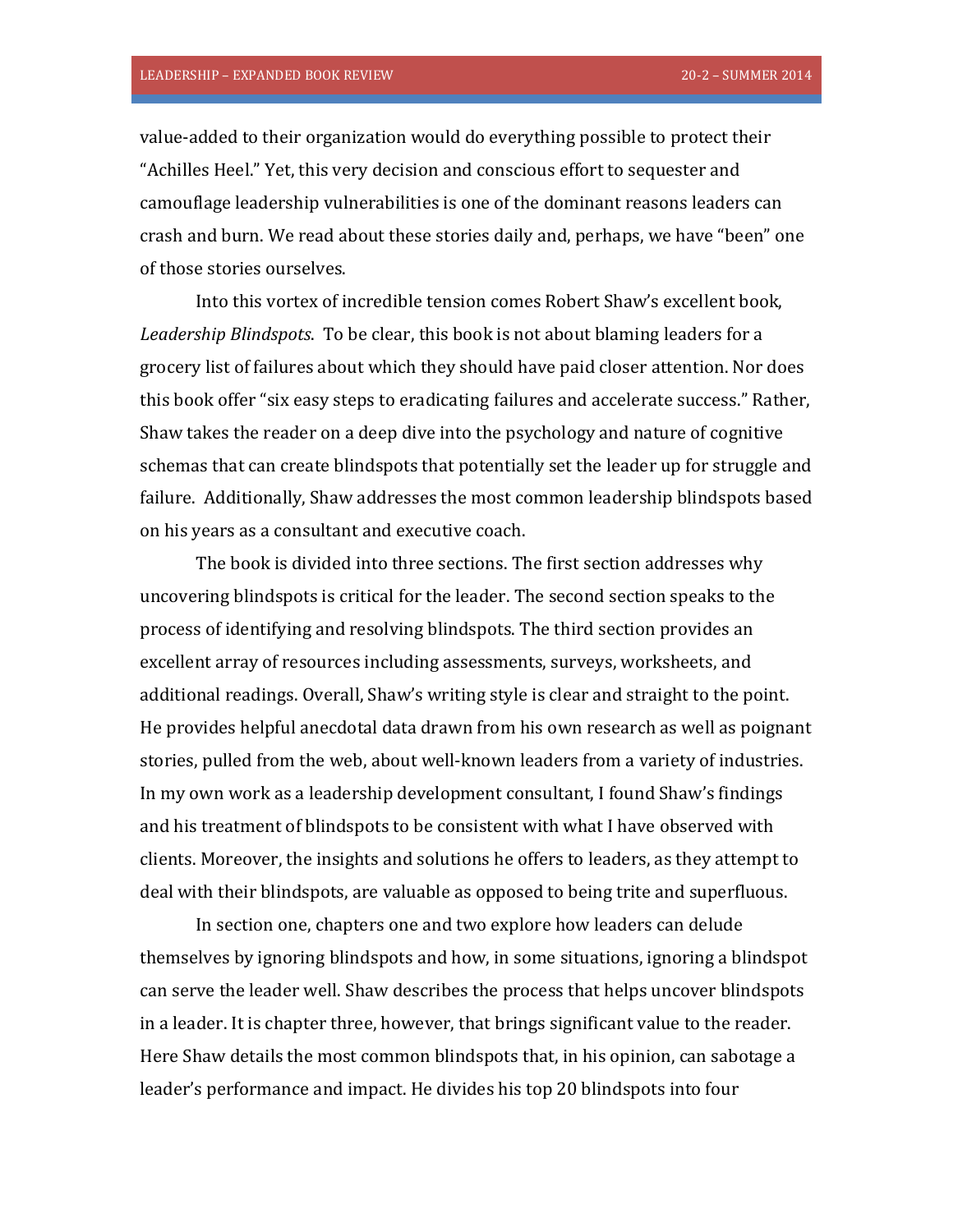value-added to their organization would do everything possible to protect their “Achilles Heel.” Yet, this very decision and conscious effort to sequester and camouflage leadership vulnerabilities is one of the dominant reasons leaders can crash and burn. We read about these stories daily and, perhaps, we have “been” one of those stories ourselves.

Into this vortex of incredible tension comes Robert Shaw’s excellent book, *Leadership Blindspots*. To be clear, this book is not about blaming leaders for a grocery list of failures about which they should have paid closer attention. Nor does this book offer “six easy steps to eradicating failures and accelerate success.” Rather, Shaw takes the reader on a deep dive into the psychology and nature of cognitive schemas that can create blindspots that potentially set the leader up for struggle and failure. Additionally, Shaw addresses the most common leadership blindspots based on his years as a consultant and executive coach.

The book is divided into three sections. The first section addresses why uncovering blindspots is critical for the leader. The second section speaks to the process of identifying and resolving blindspots. The third section provides an excellent array of resources including assessments, surveys, worksheets, and additional readings. Overall, Shaw’s writing style is clear and straight to the point. He provides helpful anecdotal data drawn from his own research as well as poignant stories, pulled from the web, about well-known leaders from a variety of industries. In my own work as a leadership development consultant, I found Shaw’s findings and his treatment of blindspots to be consistent with what I have observed with clients. Moreover, the insights and solutions he offers to leaders, as they attempt to deal with their blindspots, are valuable as opposed to being trite and superfluous.

In section one, chapters one and two explore how leaders can delude themselves by ignoring blindspots and how, in some situations, ignoring a blindspot can serve the leader well. Shaw describes the process that helps uncover blindspots in a leader. It is chapter three, however, that brings significant value to the reader. Here Shaw details the most common blindspots that, in his opinion, can sabotage a leader’s performance and impact. He divides his top 20 blindspots into four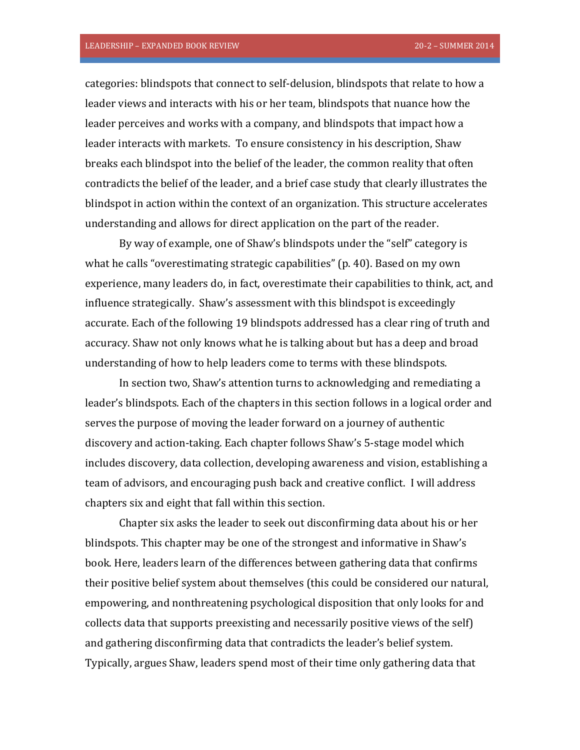categories: blindspots that connect to self-delusion, blindspots that relate to how a leader views and interacts with his or her team, blindspots that nuance how the leader perceives and works with a company, and blindspots that impact how a leader interacts with markets. To ensure consistency in his description, Shaw breaks each blindspot into the belief of the leader, the common reality that often contradicts the belief of the leader, and a brief case study that clearly illustrates the blindspot in action within the context of an organization. This structure accelerates understanding and allows for direct application on the part of the reader.

By way of example, one of Shaw's blindspots under the "self" category is what he calls "overestimating strategic capabilities" (p. 40). Based on my own experience, many leaders do, in fact, overestimate their capabilities to think, act, and influence strategically. Shaw's assessment with this blindspot is exceedingly accurate. Each of the following 19 blindspots addressed has a clear ring of truth and accuracy. Shaw not only knows what he is talking about but has a deep and broad understanding of how to help leaders come to terms with these blindspots.

In section two, Shaw's attention turns to acknowledging and remediating a leader's blindspots. Each of the chapters in this section follows in a logical order and serves the purpose of moving the leader forward on a journey of authentic discovery and action-taking. Each chapter follows Shaw's 5-stage model which includes discovery, data collection, developing awareness and vision, establishing a team of advisors, and encouraging push back and creative conflict. I will address chapters six and eight that fall within this section.

Chapter six asks the leader to seek out disconfirming data about his or her blindspots. This chapter may be one of the strongest and informative in Shaw's book. Here, leaders learn of the differences between gathering data that confirms their positive belief system about themselves (this could be considered our natural, empowering, and nonthreatening psychological disposition that only looks for and collects data that supports preexisting and necessarily positive views of the self) and gathering disconfirming data that contradicts the leader's belief system. Typically, argues Shaw, leaders spend most of their time only gathering data that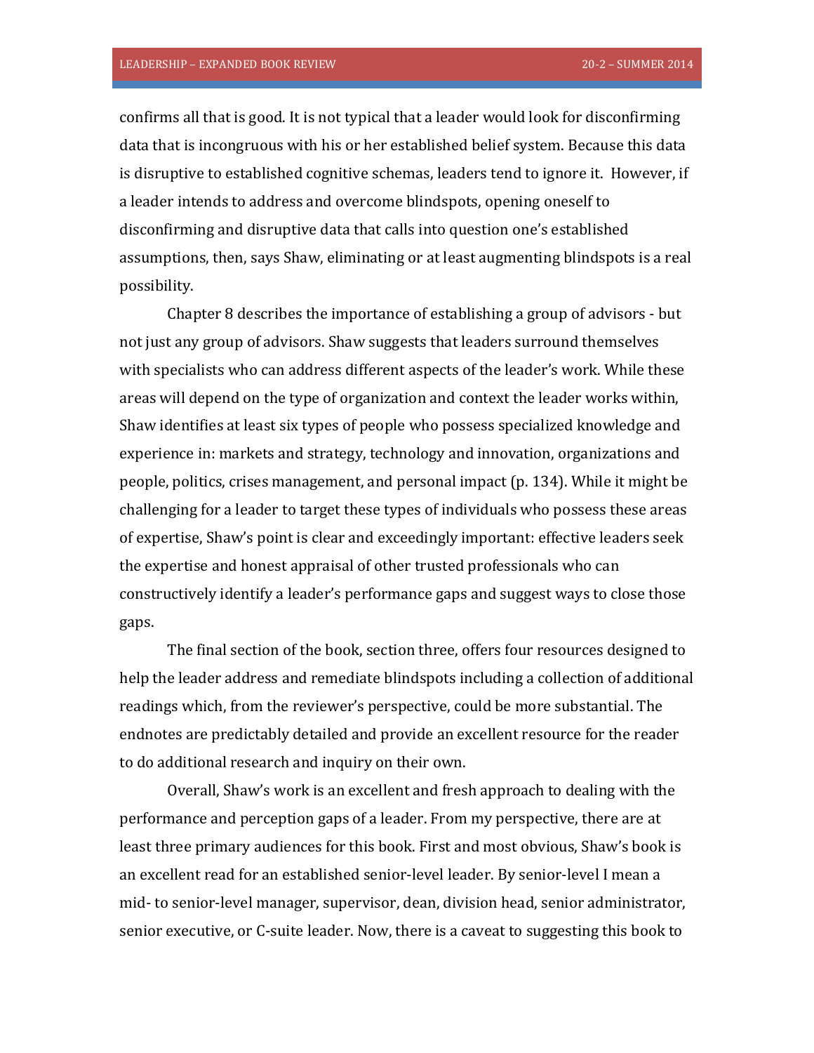confirms all that is good. It is not typical that a leader would look for disconfirming data that is incongruous with his or her established belief system. Because this data is disruptive to established cognitive schemas, leaders tend to ignore it. However, if a leader intends to address and overcome blindspots, opening oneself to disconfirming and disruptive data that calls into question one's established assumptions, then, says Shaw, eliminating or at least augmenting blindspots is a real possibility.

Chapter 8 describes the importance of establishing a group of advisors - but not just any group of advisors. Shaw suggests that leaders surround themselves with specialists who can address different aspects of the leader's work. While these areas will depend on the type of organization and context the leader works within, Shaw identifies at least six types of people who possess specialized knowledge and experience in: markets and strategy, technology and innovation, organizations and people, politics, crises management, and personal impact (p. 134). While it might be challenging for a leader to target these types of individuals who possess these areas of expertise, Shaw's point is clear and exceedingly important: effective leaders seek the expertise and honest appraisal of other trusted professionals who can constructively identify a leader's performance gaps and suggest ways to close those gaps.

The final section of the book, section three, offers four resources designed to help the leader address and remediate blindspots including a collection of additional readings which, from the reviewer's perspective, could be more substantial. The endnotes are predictably detailed and provide an excellent resource for the reader to do additional research and inquiry on their own.

Overall, Shaw's work is an excellent and fresh approach to dealing with the performance and perception gaps of a leader. From my perspective, there are at least three primary audiences for this book. First and most obvious, Shaw's book is an excellent read for an established senior-level leader. By senior-level I mean a mid- to senior-level manager, supervisor, dean, division head, senior administrator, senior executive, or C-suite leader. Now, there is a caveat to suggesting this book to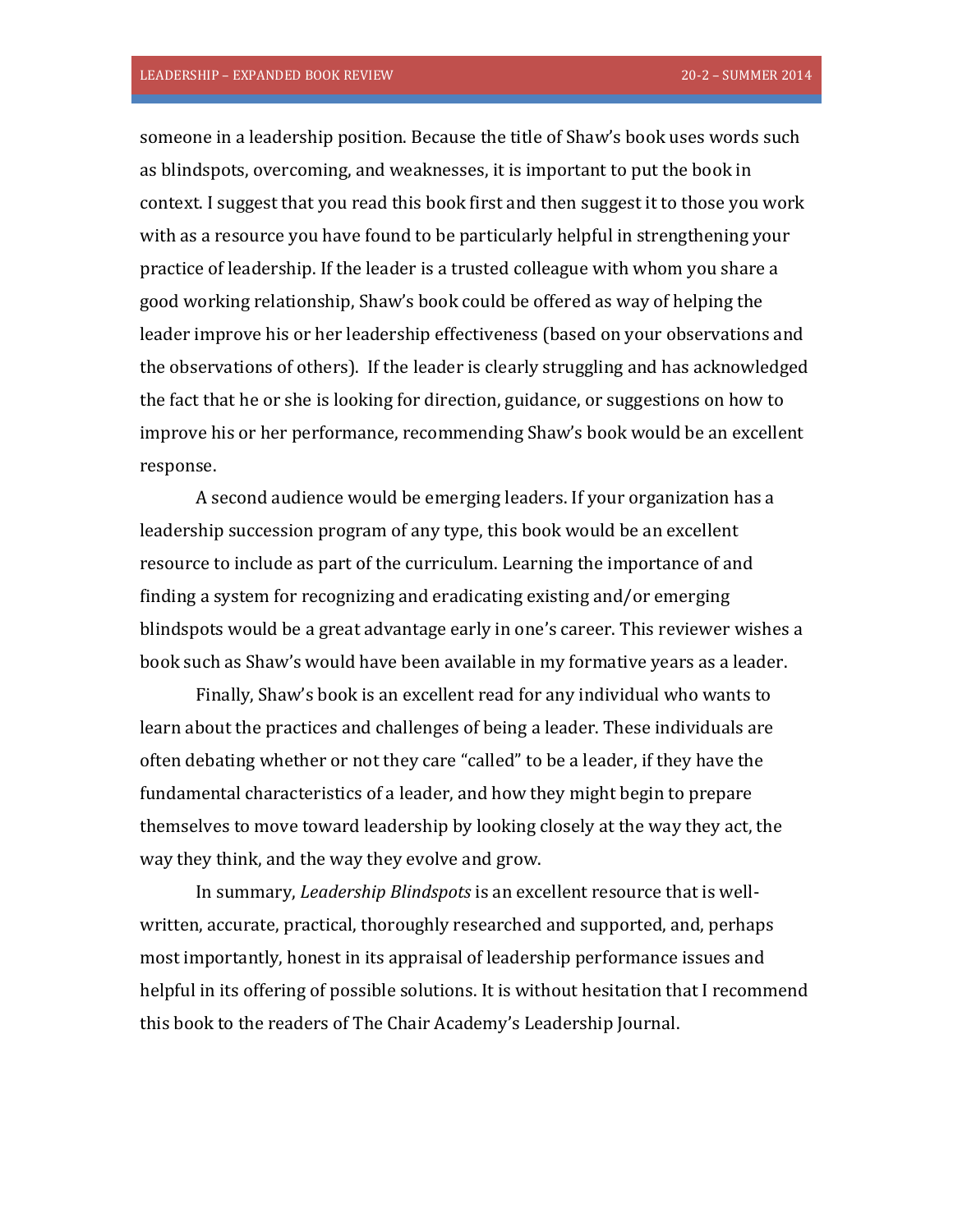someone in a leadership position. Because the title of Shaw's book uses words such as blindspots, overcoming, and weaknesses, it is important to put the book in context. I suggest that you read this book first and then suggest it to those you work with as a resource you have found to be particularly helpful in strengthening your practice of leadership. If the leader is a trusted colleague with whom you share a good working relationship, Shaw's book could be offered as way of helping the leader improve his or her leadership effectiveness (based on your observations and the observations of others). If the leader is clearly struggling and has acknowledged the fact that he or she is looking for direction, guidance, or suggestions on how to improve his or her performance, recommending Shaw's book would be an excellent response.

A second audience would be emerging leaders. If your organization has a leadership succession program of any type, this book would be an excellent resource to include as part of the curriculum. Learning the importance of and finding a system for recognizing and eradicating existing and/or emerging blindspots would be a great advantage early in one's career. This reviewer wishes a book such as Shaw's would have been available in my formative years as a leader.

Finally, Shaw's book is an excellent read for any individual who wants to learn about the practices and challenges of being a leader. These individuals are often debating whether or not they care "called" to be a leader, if they have the fundamental characteristics of a leader, and how they might begin to prepare themselves to move toward leadership by looking closely at the way they act, the way they think, and the way they evolve and grow.

In summary, *Leadership Blindspots* is an excellent resource that is well-written, accurate, practical, thoroughly researched and supported, and, perhaps most importantly, honest in its appraisal of leadership performance issues and helpful in its offering of possible solutions. It is without hesitation that I recommend this book to the readers of The Chair Academy's Leadership Journal.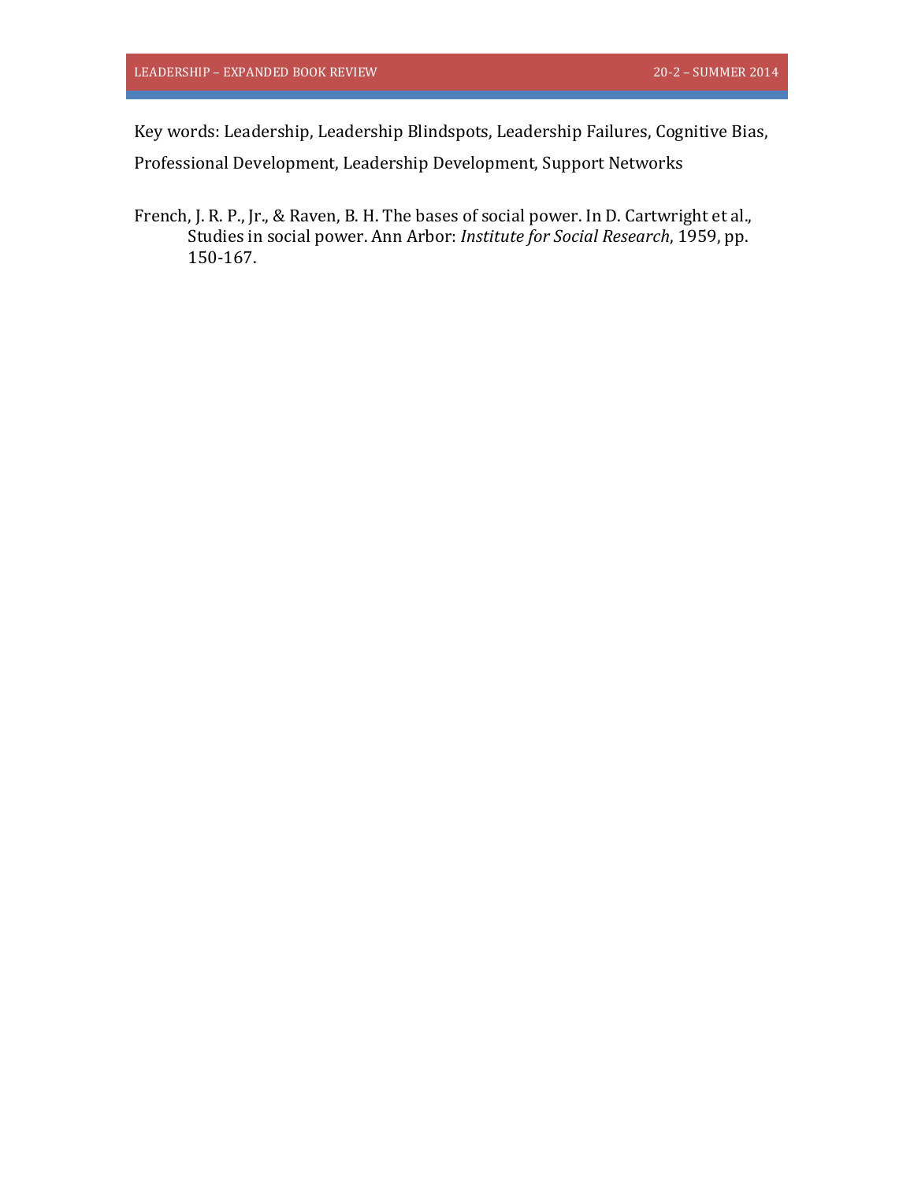Key words: Leadership, Leadership Blindspots, Leadership Failures, Cognitive Bias, Professional Development, Leadership Development, Support Networks

French, J. R. P., Jr., & Raven, B. H. The bases of social power. In D. Cartwright et al., Studies in social power. Ann Arbor: *Institute for Social Research*, 1959, pp. 150-167.